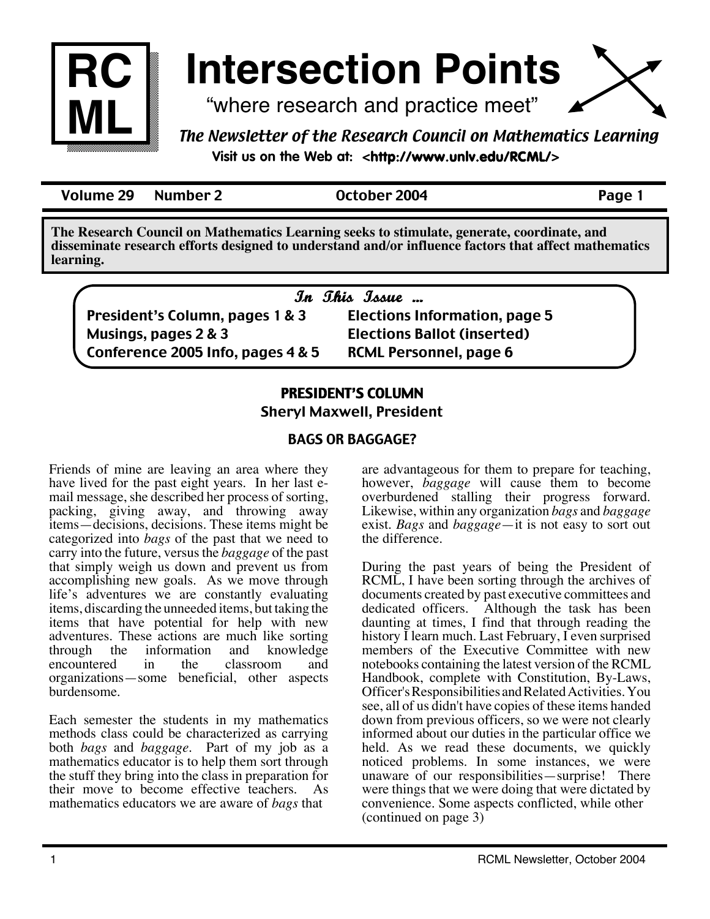# Intersection Points

"where research and practice meet"

*The Newsletter of the Research Council on Mathematics Learning*

Visit us on the Web at: <http://www.unlv.edu/RCML/>

**Volume 29 Number 2 October 2004**

**The Research Council on Mathematics Learning seeks to stimulate, generate, coordinate, and disseminate research efforts designed to understand and/or influence factors that affect mathematics learning.**

## In This Issue ...

- President's Column, pages 1 & 3
- Musings, pages 2 & 3
- Conference 2005 Info, pages 4 & 5
- Elections Information, page 5
- Elections Ballot (inserted)
- RCML Personnel, page 6

## PRESIDENT'S COLUMN

### Sheryl Maxwell, President

### BAGS OR BAGGAGE?

Friends of mine are leaving an area where they have lived for the past eight years. In her last e-mail message, she described her process of sorting, packing, giving away, and throwing away items—decisions, decisions. These items might be categorized into *bags* of the past that we need to carry into the future, versus the *baggage* of the past that simply weigh us down and prevent us from accomplishing new goals. As we move through life's adventures we are constantly evaluating items, discarding the unneeded items, but taking the items that have potential for help with new adventures. These actions are much like sorting through the information and knowledge encountered in the classroom and organizations—some beneficial, other aspects burdensome.

Each semester the students in my mathematics methods class could be characterized as carrying both *bags* and *baggage*. Part of my job as a mathematics educator is to help them sort through the stuff they bring into the class in preparation for their move to become effective teachers. As mathematics educators we are aware of *bags* that are advantageous for them to prepare for teaching, however, *baggage* will cause them to become overburdened stalling their progress forward. Likewise, within any organization *bags* and *baggage* exist. *Bags* and *baggage*—it is not easy to sort out the difference.

During the past years of being the President of RCML, I have been sorting through the archives of documents created by past executive committees and dedicated officers. Although the task has been daunting at times, I find that through reading the history I learn much. Last February, I even surprised members of the Executive Committee with new notebooks containing the latest version of the RCML Handbook, complete with Constitution, By-Laws, Officer's Responsibilities and Related Activities. You see, all of us didn't have copies of these items handed down from previous officers, so we were not clearly informed about our duties in the particular office we held. As we read these documents, we quickly noticed problems. In some instances, we were unaware of our responsibilities—surprise! There were things that we were doing that were dictated by convenience. Some aspects conflicted, while other (continued on page 3)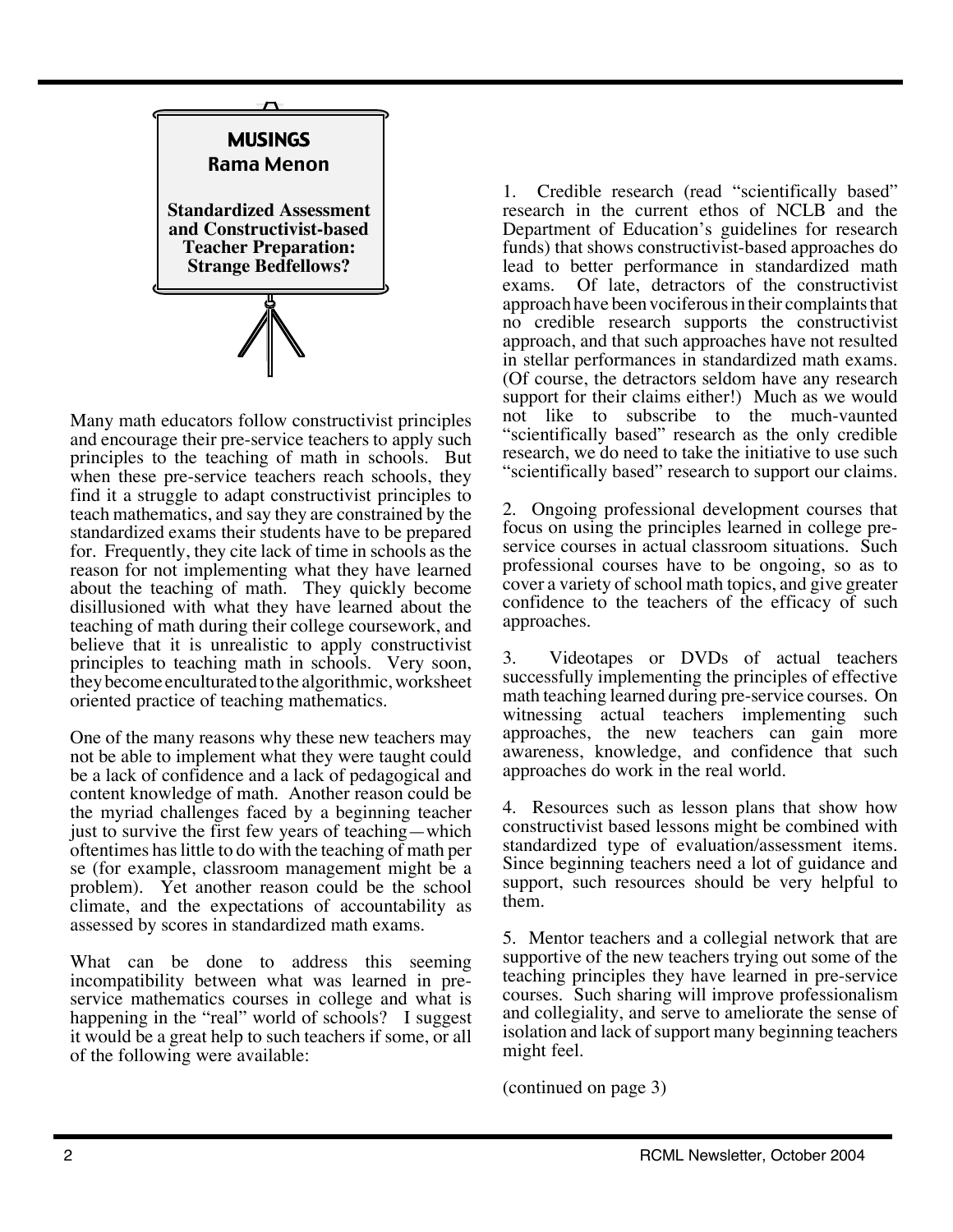## MUSINGS

### Rama Menon

### Standardized Assessment and Constructivist-based Teacher Preparation: Strange Bedfellows?

Many math educators follow constructivist principles and encourage their pre-service teachers to apply such principles to the teaching of math in schools. But when these pre-service teachers reach schools, they find it a struggle to adapt constructivist principles to teach mathematics, and say they are constrained by the standardized exams their students have to be prepared for. Frequently, they cite lack of time in schools as the reason for not implementing what they have learned about the teaching of math. They quickly become disillusioned with what they have learned about the teaching of math during their college coursework, and believe that it is unrealistic to apply constructivist principles to teaching math in schools. Very soon, they become enculturated to the algorithmic, worksheet oriented practice of teaching mathematics.

One of the many reasons why these new teachers may not be able to implement what they were taught could be a lack of confidence and a lack of pedagogical and content knowledge of math. Another reason could be the myriad challenges faced by a beginning teacher just to survive the first few years of teaching—which oftentimes has little to do with the teaching of math per se (for example, classroom management might be a problem). Yet another reason could be the school climate, and the expectations of accountability as assessed by scores in standardized math exams.

What can be done to address this seeming incompatibility between what was learned in pre-service mathematics courses in college and what is happening in the "real" world of schools? I suggest it would be a great help to such teachers if some, or all of the following were available:

1. Credible research (read "scientifically based" research in the current ethos of NCLB and the Department of Education's guidelines for research funds) that shows constructivist-based approaches do lead to better performance in standardized math exams. Of late, detractors of the constructivist approach have been vociferous in their complaints that no credible research supports the constructivist approach, and that such approaches have not resulted in stellar performances in standardized math exams. (Of course, the detractors seldom have any research support for their claims either!) Much as we would not like to subscribe to the much-vaunted "scientifically based" research as the only credible research, we do need to take the initiative to use such "scientifically based" research to support our claims.

2. Ongoing professional development courses that focus on using the principles learned in college pre-service courses in actual classroom situations. Such professional courses have to be ongoing, so as to cover a variety of school math topics, and give greater confidence to the teachers of the efficacy of such approaches.

3. Videotapes or DVDs of actual teachers successfully implementing the principles of effective math teaching learned during pre-service courses. On witnessing actual teachers implementing such approaches, the new teachers can gain more awareness, knowledge, and confidence that such approaches do work in the real world.

4. Resources such as lesson plans that show how constructivist based lessons might be combined with standardized type of evaluation/assessment items. Since beginning teachers need a lot of guidance and support, such resources should be very helpful to them.

5. Mentor teachers and a collegial network that are supportive of the new teachers trying out some of the teaching principles they have learned in pre-service courses. Such sharing will improve professionalism and collegiality, and serve to ameliorate the sense of isolation and lack of support many beginning teachers might feel.

(continued on page 3)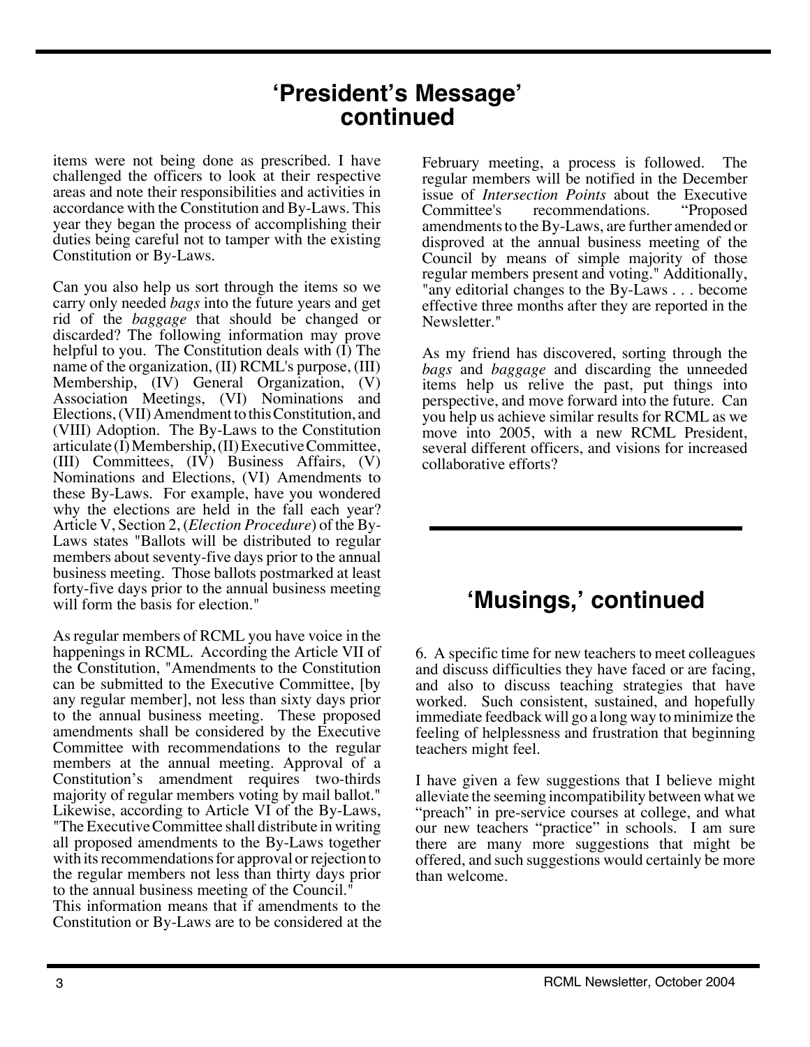# 'President's Message' continued

items were not being done as prescribed. I have challenged the officers to look at their respective areas and note their responsibilities and activities in accordance with the Constitution and By-Laws. This year they began the process of accomplishing their duties being careful not to tamper with the existing Constitution or By-Laws.

Can you also help us sort through the items so we carry only needed *bags* into the future years and get rid of the *baggage* that should be changed or discarded? The following information may prove helpful to you. The Constitution deals with (I) The name of the organization, (II) RCML's purpose, (III) Membership, (IV) General Organization, (V) Association Meetings, (VI) Nominations and Elections, (VII) Amendment to this Constitution, and (VIII) Adoption. The By-Laws to the Constitution articulate (I) Membership, (II) Executive Committee, (III) Committees, (IV) Business Affairs, (V) Nominations and Elections, (VI) Amendments to these By-Laws. For example, have you wondered why the elections are held in the fall each year? Article V, Section 2, (*Election Procedure*) of the By-Laws states "Ballots will be distributed to regular members about seventy-five days prior to the annual business meeting. Those ballots postmarked at least forty-five days prior to the annual business meeting will form the basis for election."

As regular members of RCML you have voice in the happenings in RCML. According the Article VII of the Constitution, "Amendments to the Constitution can be submitted to the Executive Committee, [by any regular member], not less than sixty days prior to the annual business meeting. These proposed amendments shall be considered by the Executive Committee with recommendations to the regular members at the annual meeting. Approval of a Constitution's amendment requires two-thirds majority of regular members voting by mail ballot." Likewise, according to Article VI of the By-Laws, "The Executive Committee shall distribute in writing all proposed amendments to the By-Laws together with its recommendations for approval or rejection to the regular members not less than thirty days prior to the annual business meeting of the Council."
This information means that if amendments to the Constitution or By-Laws are to be considered at the February meeting, a process is followed. The regular members will be notified in the December issue of *Intersection Points* about the Executive Committee's recommendations. "Proposed amendments to the By-Laws, are further amended or disproved at the annual business meeting of the Council by means of simple majority of those regular members present and voting." Additionally, "any editorial changes to the By-Laws . . . become effective three months after they are reported in the Newsletter."

As my friend has discovered, sorting through the *bags* and *baggage* and discarding the unneeded items help us relive the past, put things into perspective, and move forward into the future. Can you help us achieve similar results for RCML as we move into 2005, with a new RCML President, several different officers, and visions for increased collaborative efforts?

# 'Musings,' continued

6. A specific time for new teachers to meet colleagues and discuss difficulties they have faced or are facing, and also to discuss teaching strategies that have worked. Such consistent, sustained, and hopefully immediate feedback will go a long way to minimize the feeling of helplessness and frustration that beginning teachers might feel.

I have given a few suggestions that I believe might alleviate the seeming incompatibility between what we "preach" in pre-service courses at college, and what our new teachers "practice" in schools. I am sure there are many more suggestions that might be offered, and such suggestions would certainly be more than welcome.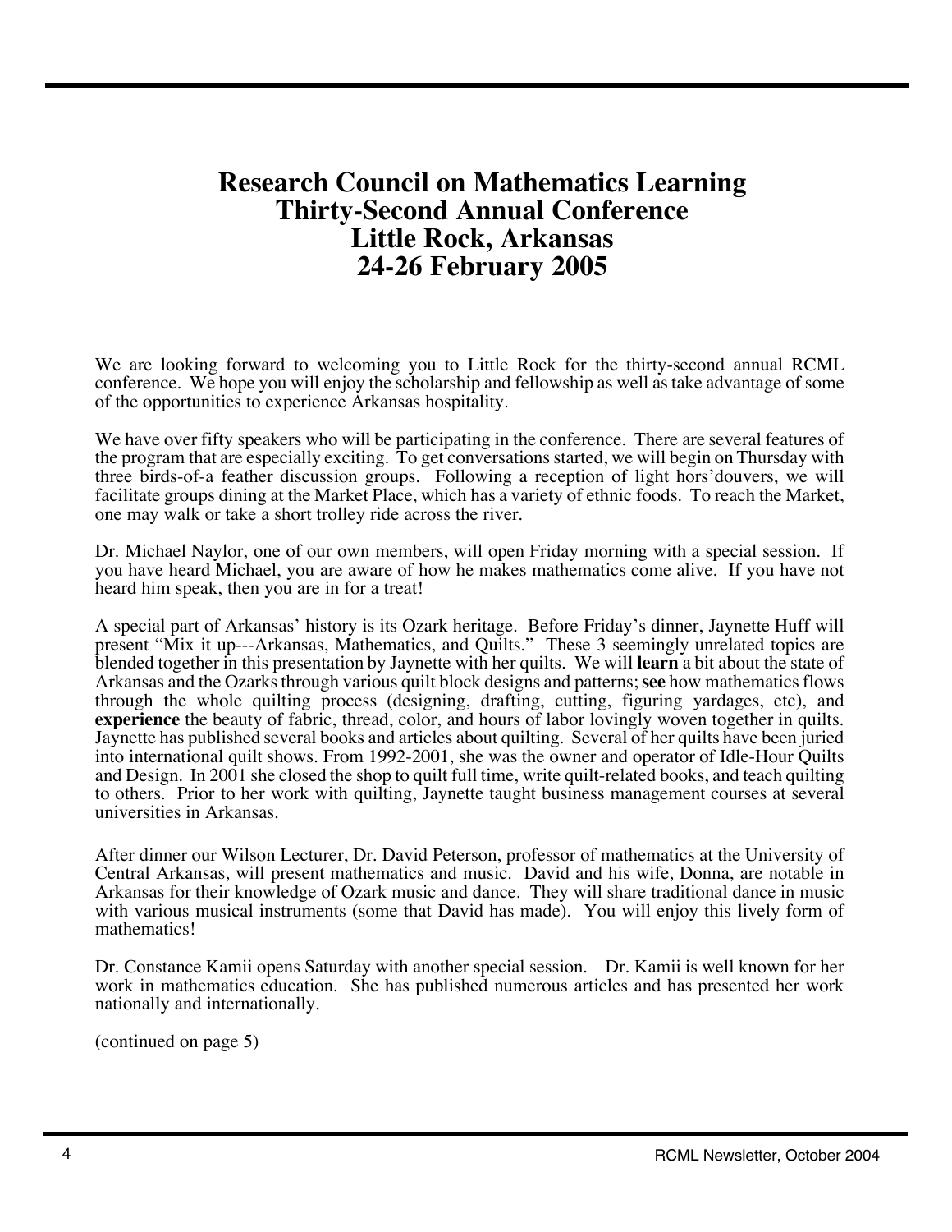# Research Council on Mathematics Learning
# Thirty-Second Annual Conference
# Little Rock, Arkansas
# 24-26 February 2005

We are looking forward to welcoming you to Little Rock for the thirty-second annual RCML conference. We hope you will enjoy the scholarship and fellowship as well as take advantage of some of the opportunities to experience Arkansas hospitality.

We have over fifty speakers who will be participating in the conference. There are several features of the program that are especially exciting. To get conversations started, we will begin on Thursday with three birds-of-a feather discussion groups. Following a reception of light hors'douvers, we will facilitate groups dining at the Market Place, which has a variety of ethnic foods. To reach the Market, one may walk or take a short trolley ride across the river.

Dr. Michael Naylor, one of our own members, will open Friday morning with a special session. If you have heard Michael, you are aware of how he makes mathematics come alive. If you have not heard him speak, then you are in for a treat!

A special part of Arkansas' history is its Ozark heritage. Before Friday's dinner, Jaynette Huff will present "Mix it up---Arkansas, Mathematics, and Quilts." These 3 seemingly unrelated topics are blended together in this presentation by Jaynette with her quilts. We will **learn** a bit about the state of Arkansas and the Ozarks through various quilt block designs and patterns; **see** how mathematics flows through the whole quilting process (designing, drafting, cutting, figuring yardages, etc), and **experience** the beauty of fabric, thread, color, and hours of labor lovingly woven together in quilts. Jaynette has published several books and articles about quilting. Several of her quilts have been juried into international quilt shows. From 1992-2001, she was the owner and operator of Idle-Hour Quilts and Design. In 2001 she closed the shop to quilt full time, write quilt-related books, and teach quilting to others. Prior to her work with quilting, Jaynette taught business management courses at several universities in Arkansas.

After dinner our Wilson Lecturer, Dr. David Peterson, professor of mathematics at the University of Central Arkansas, will present mathematics and music. David and his wife, Donna, are notable in Arkansas for their knowledge of Ozark music and dance. They will share traditional dance in music with various musical instruments (some that David has made). You will enjoy this lively form of mathematics!

Dr. Constance Kamii opens Saturday with another special session. Dr. Kamii is well known for her work in mathematics education. She has published numerous articles and has presented her work nationally and internationally.

(continued on page 5)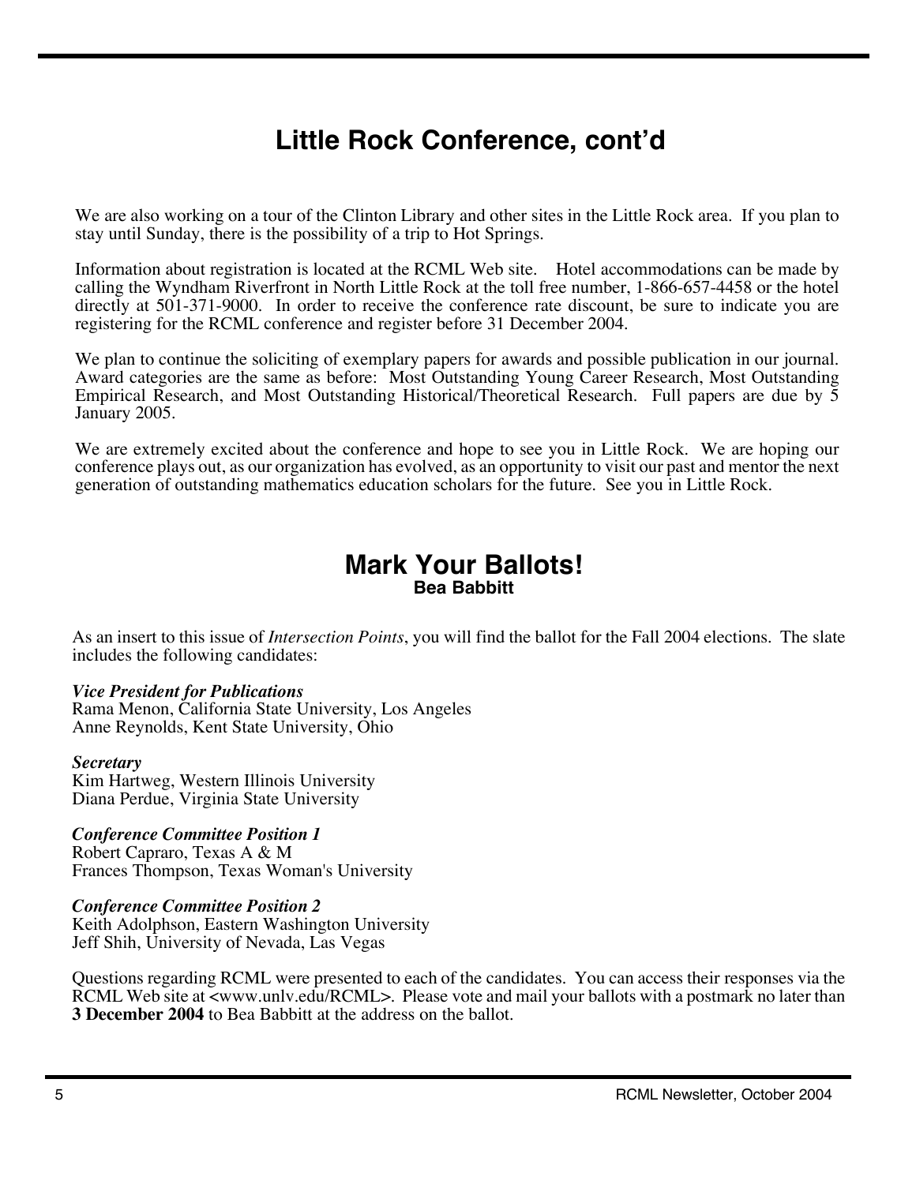# Little Rock Conference, cont'd

We are also working on a tour of the Clinton Library and other sites in the Little Rock area. If you plan to stay until Sunday, there is the possibility of a trip to Hot Springs.

Information about registration is located at the RCML Web site. Hotel accommodations can be made by calling the Wyndham Riverfront in North Little Rock at the toll free number, 1-866-657-4458 or the hotel directly at 501-371-9000. In order to receive the conference rate discount, be sure to indicate you are registering for the RCML conference and register before 31 December 2004.

We plan to continue the soliciting of exemplary papers for awards and possible publication in our journal. Award categories are the same as before: Most Outstanding Young Career Research, Most Outstanding Empirical Research, and Most Outstanding Historical/Theoretical Research. Full papers are due by 5 January 2005.

We are extremely excited about the conference and hope to see you in Little Rock. We are hoping our conference plays out, as our organization has evolved, as an opportunity to visit our past and mentor the next generation of outstanding mathematics education scholars for the future. See you in Little Rock.

# Mark Your Ballots!

**Bea Babbitt**

As an insert to this issue of *Intersection Points*, you will find the ballot for the Fall 2004 elections. The slate includes the following candidates:

***Vice President for Publications***
Rama Menon, California State University, Los Angeles
Anne Reynolds, Kent State University, Ohio

***Secretary***
Kim Hartweg, Western Illinois University
Diana Perdue, Virginia State University

***Conference Committee Position 1***
Robert Capraro, Texas A & M
Frances Thompson, Texas Woman's University

***Conference Committee Position 2***
Keith Adolphson, Eastern Washington University
Jeff Shih, University of Nevada, Las Vegas

Questions regarding RCML were presented to each of the candidates. You can access their responses via the RCML Web site at <www.unlv.edu/RCML>. Please vote and mail your ballots with a postmark no later than **3 December 2004** to Bea Babbitt at the address on the ballot.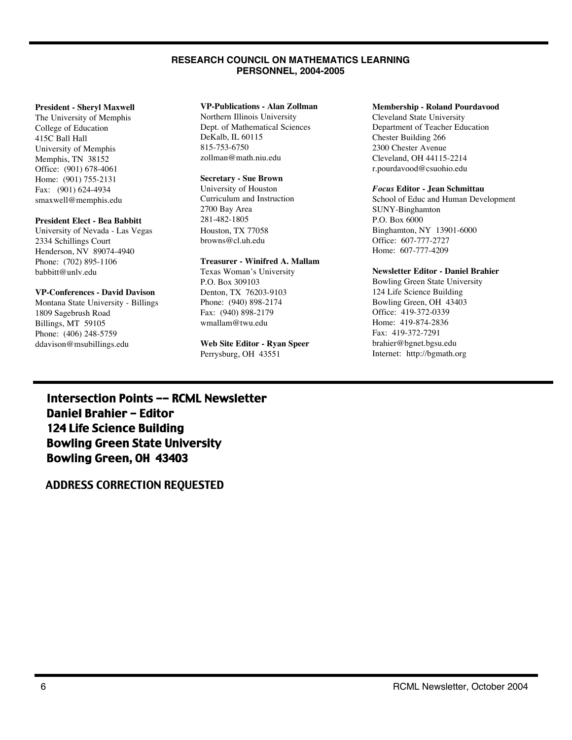## RESEARCH COUNCIL ON MATHEMATICS LEARNING
## PERSONNEL, 2004-2005

**President - Sheryl Maxwell**
The University of Memphis
College of Education
415C Ball Hall
University of Memphis
Memphis, TN 38152
Office: (901) 678-4061
Home: (901) 755-2131
Fax: (901) 624-4934
smaxwell@memphis.edu

**President Elect - Bea Babbitt**
University of Nevada - Las Vegas
2334 Schillings Court
Henderson, NV 89074-4940
Phone: (702) 895-1106
babbitt@unlv.edu

**VP-Conferences - David Davison**
Montana State University - Billings
1809 Sagebrush Road
Billings, MT 59105
Phone: (406) 248-5759
ddavison@msubillings.edu

**VP-Publications - Alan Zollman**
Northern Illinois University
Dept. of Mathematical Sciences
DeKalb, IL 60115
815-753-6750
zollman@math.niu.edu

**Secretary - Sue Brown**
University of Houston
Curriculum and Instruction
2700 Bay Area
281-482-1805
Houston, TX 77058
browns@cl.uh.edu

**Treasurer - Winifred A. Mallam**
Texas Woman's University
P.O. Box 309103
Denton, TX 76203-9103
Phone: (940) 898-2174
Fax: (940) 898-2179
wmallam@twu.edu

**Web Site Editor - Ryan Speer**
Perrysburg, OH 43551

**Membership - Roland Pourdavood**
Cleveland State University
Department of Teacher Education
Chester Building 266
2300 Chester Avenue
Cleveland, OH 44115-2214
r.pourdavood@csuohio.edu

***Focus* Editor - Jean Schmittau**
School of Educ and Human Development
SUNY-Binghamton
P.O. Box 6000
Binghamton, NY 13901-6000
Office: 607-777-2727
Home: 607-777-4209

**Newsletter Editor - Daniel Brahier**
Bowling Green State University
124 Life Science Building
Bowling Green, OH 43403
Office: 419-372-0339
Home: 419-874-2836
Fax: 419-372-7291
brahier@bgnet.bgsu.edu
Internet: http://bgmath.org

---

**Intersection Points -- RCML Newsletter**
**Daniel Brahier – Editor**
**124 Life Science Building**
**Bowling Green State University**
**Bowling Green, OH 43403**

ADDRESS CORRECTION REQUESTED